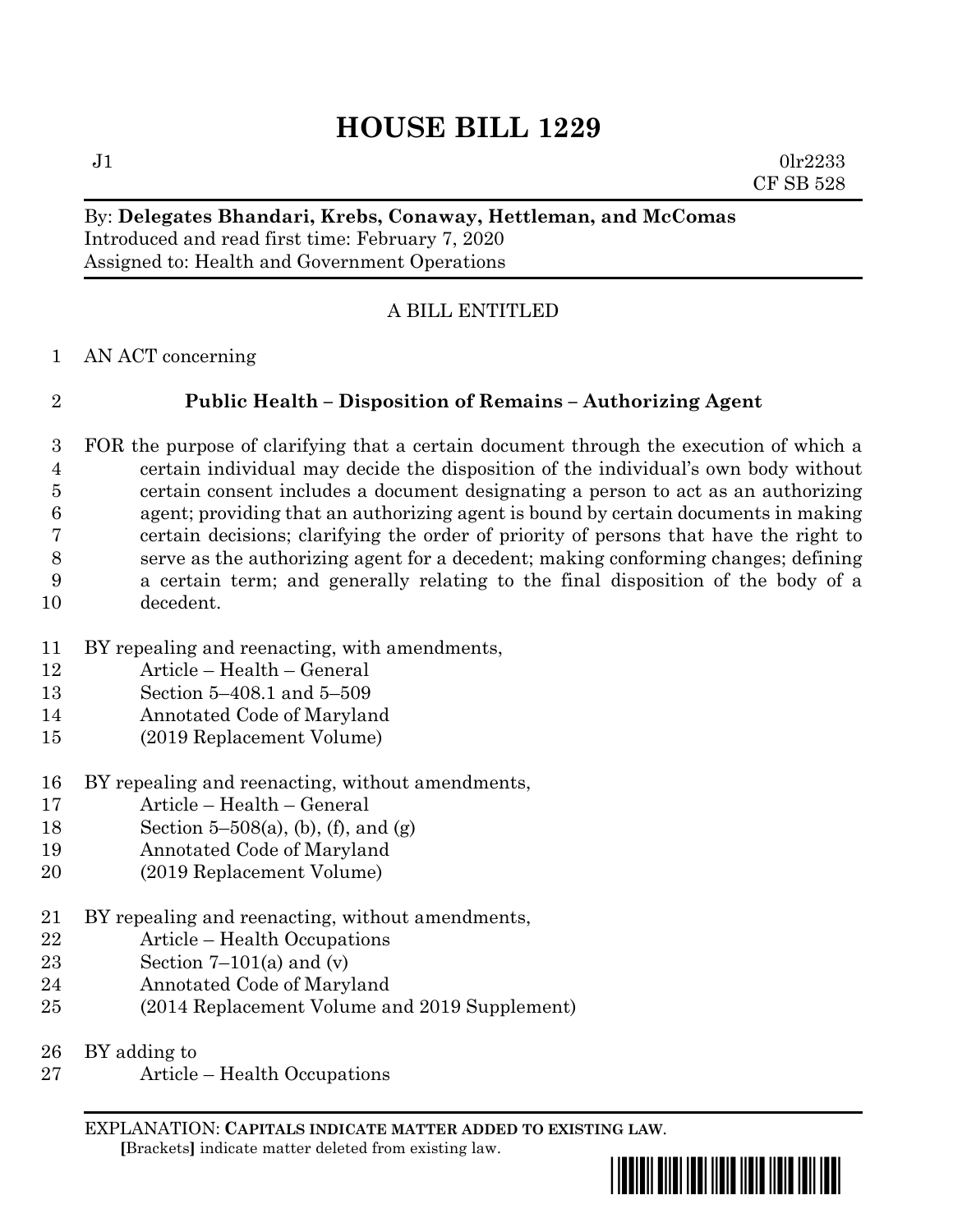# HOUSE BILL 1229

J1 0lr2233
CF SB 528

By: **Delegates Bhandari, Krebs, Conaway, Hettleman, and McComas**
Introduced and read first time: February 7, 2020
Assigned to: Health and Government Operations

A BILL ENTITLED

1 AN ACT concerning

2 **Public Health – Disposition of Remains – Authorizing Agent**

3 FOR the purpose of clarifying that a certain document through the execution of which a
4 certain individual may decide the disposition of the individual's own body without
5 certain consent includes a document designating a person to act as an authorizing
6 agent; providing that an authorizing agent is bound by certain documents in making
7 certain decisions; clarifying the order of priority of persons that have the right to
8 serve as the authorizing agent for a decedent; making conforming changes; defining
9 a certain term; and generally relating to the final disposition of the body of a
10 decedent.

11 BY repealing and reenacting, with amendments,
12 Article – Health – General
13 Section 5–408.1 and 5–509
14 Annotated Code of Maryland
15 (2019 Replacement Volume)

16 BY repealing and reenacting, without amendments,
17 Article – Health – General
18 Section 5–508(a), (b), (f), and (g)
19 Annotated Code of Maryland
20 (2019 Replacement Volume)

21 BY repealing and reenacting, without amendments,
22 Article – Health Occupations
23 Section 7–101(a) and (v)
24 Annotated Code of Maryland
25 (2014 Replacement Volume and 2019 Supplement)

26 BY adding to
27 Article – Health Occupations

EXPLANATION: **CAPITALS INDICATE MATTER ADDED TO EXISTING LAW.**
**[**Brackets**]** indicate matter deleted from existing law.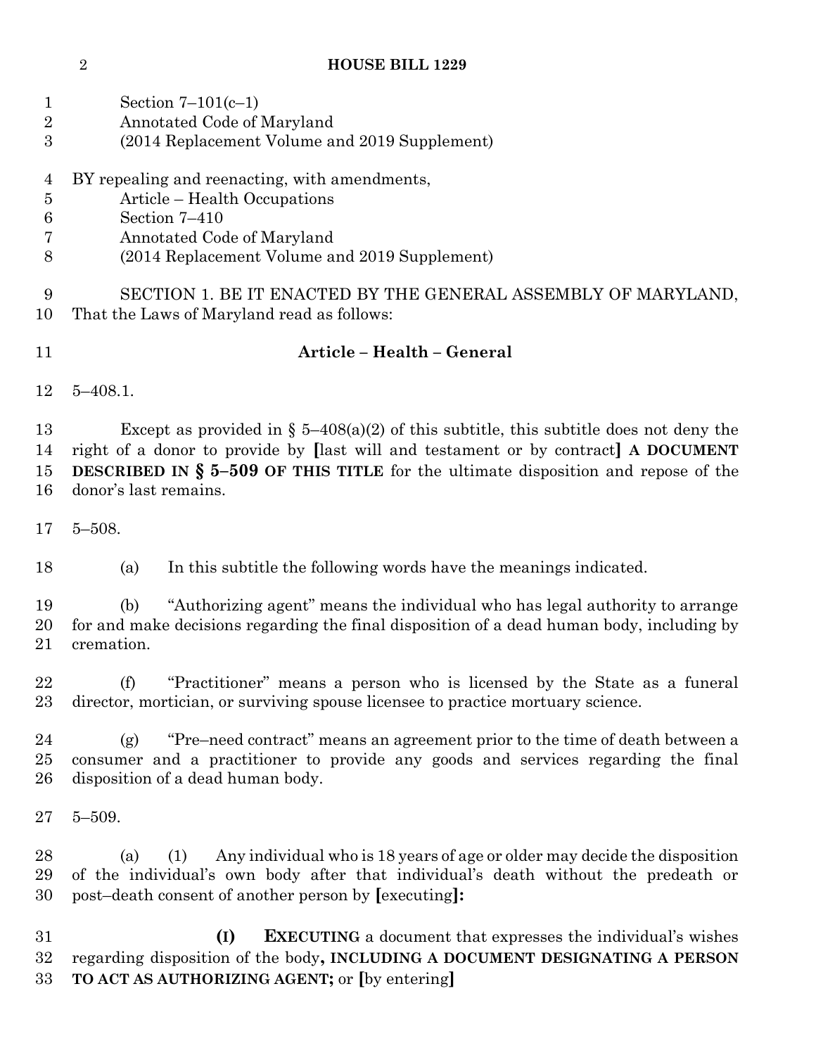Section 7–101(c–1)
Annotated Code of Maryland
(2014 Replacement Volume and 2019 Supplement)

BY repealing and reenacting, with amendments,
Article – Health Occupations
Section 7–410
Annotated Code of Maryland
(2014 Replacement Volume and 2019 Supplement)

SECTION 1. BE IT ENACTED BY THE GENERAL ASSEMBLY OF MARYLAND, That the Laws of Maryland read as follows:

**Article – Health – General**

5–408.1.

Except as provided in § 5–408(a)(2) of this subtitle, this subtitle does not deny the right of a donor to provide by **[**last will and testament or by contract**]** **A DOCUMENT DESCRIBED IN § 5–509 OF THIS TITLE** for the ultimate disposition and repose of the donor's last remains.

5–508.

(a) In this subtitle the following words have the meanings indicated.

(b) "Authorizing agent" means the individual who has legal authority to arrange for and make decisions regarding the final disposition of a dead human body, including by cremation.

(f) "Practitioner" means a person who is licensed by the State as a funeral director, mortician, or surviving spouse licensee to practice mortuary science.

(g) "Pre–need contract" means an agreement prior to the time of death between a consumer and a practitioner to provide any goods and services regarding the final disposition of a dead human body.

5–509.

(a) (1) Any individual who is 18 years of age or older may decide the disposition of the individual's own body after that individual's death without the predeath or post–death consent of another person by **[**executing**]:**

**(I) EXECUTING** a document that expresses the individual's wishes regarding disposition of the body**, INCLUDING A DOCUMENT DESIGNATING A PERSON TO ACT AS AUTHORIZING AGENT;** or **[**by entering**]**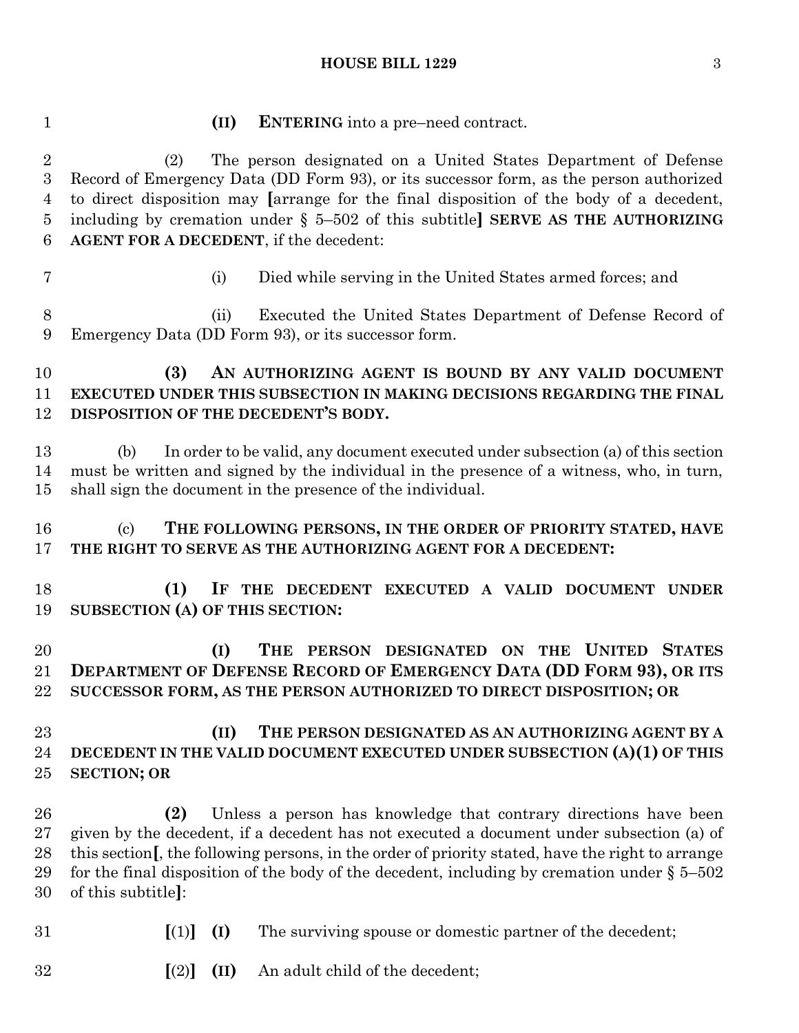(II) **ENTERING** into a pre–need contract.

(2) The person designated on a United States Department of Defense Record of Emergency Data (DD Form 93), or its successor form, as the person authorized to direct disposition may **[**arrange for the final disposition of the body of a decedent, including by cremation under § 5–502 of this subtitle**]** **SERVE AS THE AUTHORIZING AGENT FOR A DECEDENT**, if the decedent:

(i) Died while serving in the United States armed forces; and

(ii) Executed the United States Department of Defense Record of Emergency Data (DD Form 93), or its successor form.

**(3) AN AUTHORIZING AGENT IS BOUND BY ANY VALID DOCUMENT EXECUTED UNDER THIS SUBSECTION IN MAKING DECISIONS REGARDING THE FINAL DISPOSITION OF THE DECEDENT'S BODY.**

(b) In order to be valid, any document executed under subsection (a) of this section must be written and signed by the individual in the presence of a witness, who, in turn, shall sign the document in the presence of the individual.

(c) **THE FOLLOWING PERSONS, IN THE ORDER OF PRIORITY STATED, HAVE THE RIGHT TO SERVE AS THE AUTHORIZING AGENT FOR A DECEDENT:**

**(1) IF THE DECEDENT EXECUTED A VALID DOCUMENT UNDER SUBSECTION (A) OF THIS SECTION:**

**(I) THE PERSON DESIGNATED ON THE UNITED STATES DEPARTMENT OF DEFENSE RECORD OF EMERGENCY DATA (DD FORM 93), OR ITS SUCCESSOR FORM, AS THE PERSON AUTHORIZED TO DIRECT DISPOSITION; OR**

**(II) THE PERSON DESIGNATED AS AN AUTHORIZING AGENT BY A DECEDENT IN THE VALID DOCUMENT EXECUTED UNDER SUBSECTION (A)(1) OF THIS SECTION; OR**

**(2)** Unless a person has knowledge that contrary directions have been given by the decedent, if a decedent has not executed a document under subsection (a) of this section**[**, the following persons, in the order of priority stated, have the right to arrange for the final disposition of the body of the decedent, including by cremation under § 5–502 of this subtitle**]**:

**[**(1)**]** **(I)** The surviving spouse or domestic partner of the decedent;

**[**(2)**]** **(II)** An adult child of the decedent;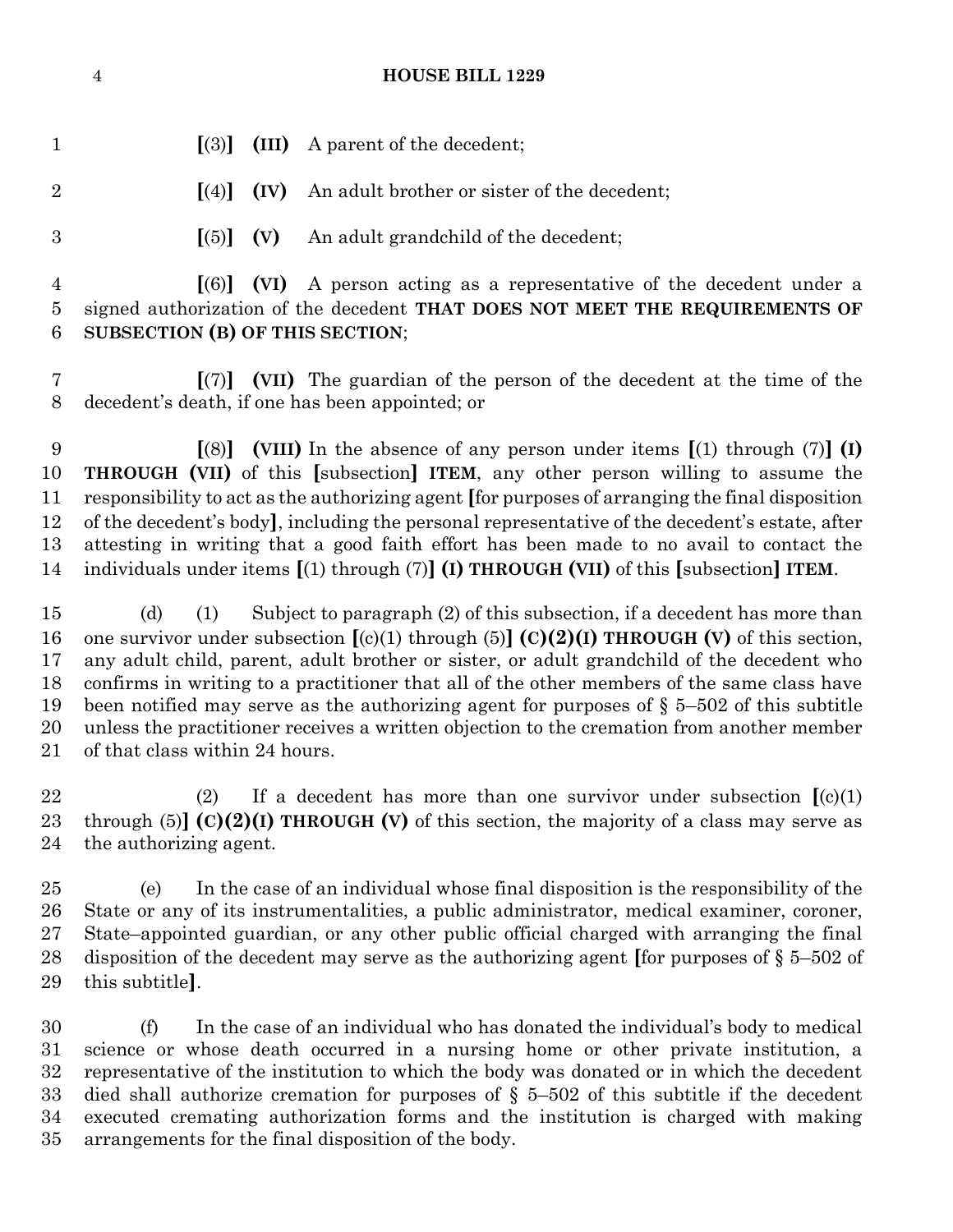[(3)] **(III)** A parent of the decedent;

[(4)] **(IV)** An adult brother or sister of the decedent;

[(5)] **(V)** An adult grandchild of the decedent;

[(6)] **(VI)** A person acting as a representative of the decedent under a signed authorization of the decedent **THAT DOES NOT MEET THE REQUIREMENTS OF SUBSECTION (B) OF THIS SECTION**;

[(7)] **(VII)** The guardian of the person of the decedent at the time of the decedent's death, if one has been appointed; or

[(8)] **(VIII)** In the absence of any person under items [(1) through (7)] **(I) THROUGH (VII)** of this [subsection] **ITEM**, any other person willing to assume the responsibility to act as the authorizing agent [for purposes of arranging the final disposition of the decedent's body], including the personal representative of the decedent's estate, after attesting in writing that a good faith effort has been made to no avail to contact the individuals under items [(1) through (7)] **(I) THROUGH (VII)** of this [subsection] **ITEM**.

(d) (1) Subject to paragraph (2) of this subsection, if a decedent has more than one survivor under subsection [(c)(1) through (5)] **(C)(2)(I) THROUGH (V)** of this section, any adult child, parent, adult brother or sister, or adult grandchild of the decedent who confirms in writing to a practitioner that all of the other members of the same class have been notified may serve as the authorizing agent for purposes of § 5–502 of this subtitle unless the practitioner receives a written objection to the cremation from another member of that class within 24 hours.

(2) If a decedent has more than one survivor under subsection [(c)(1) through (5)] **(C)(2)(I) THROUGH (V)** of this section, the majority of a class may serve as the authorizing agent.

(e) In the case of an individual whose final disposition is the responsibility of the State or any of its instrumentalities, a public administrator, medical examiner, coroner, State–appointed guardian, or any other public official charged with arranging the final disposition of the decedent may serve as the authorizing agent [for purposes of § 5–502 of this subtitle].

(f) In the case of an individual who has donated the individual's body to medical science or whose death occurred in a nursing home or other private institution, a representative of the institution to which the body was donated or in which the decedent died shall authorize cremation for purposes of § 5–502 of this subtitle if the decedent executed cremating authorization forms and the institution is charged with making arrangements for the final disposition of the body.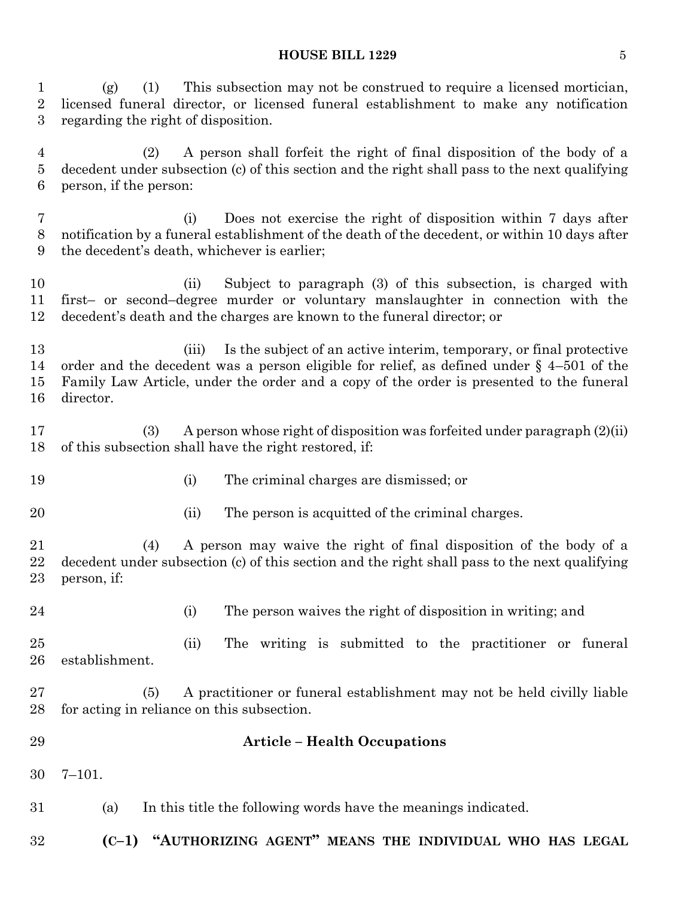(g) (1) This subsection may not be construed to require a licensed mortician, licensed funeral director, or licensed funeral establishment to make any notification regarding the right of disposition.

(2) A person shall forfeit the right of final disposition of the body of a decedent under subsection (c) of this section and the right shall pass to the next qualifying person, if the person:

(i) Does not exercise the right of disposition within 7 days after notification by a funeral establishment of the death of the decedent, or within 10 days after the decedent's death, whichever is earlier;

(ii) Subject to paragraph (3) of this subsection, is charged with first– or second–degree murder or voluntary manslaughter in connection with the decedent's death and the charges are known to the funeral director; or

(iii) Is the subject of an active interim, temporary, or final protective order and the decedent was a person eligible for relief, as defined under § 4–501 of the Family Law Article, under the order and a copy of the order is presented to the funeral director.

(3) A person whose right of disposition was forfeited under paragraph (2)(ii) of this subsection shall have the right restored, if:

(i) The criminal charges are dismissed; or

(ii) The person is acquitted of the criminal charges.

(4) A person may waive the right of final disposition of the body of a decedent under subsection (c) of this section and the right shall pass to the next qualifying person, if:

(i) The person waives the right of disposition in writing; and

(ii) The writing is submitted to the practitioner or funeral establishment.

(5) A practitioner or funeral establishment may not be held civilly liable for acting in reliance on this subsection.

## Article – Health Occupations

7–101.

(a) In this title the following words have the meanings indicated.

**(C–1) "AUTHORIZING AGENT" MEANS THE INDIVIDUAL WHO HAS LEGAL**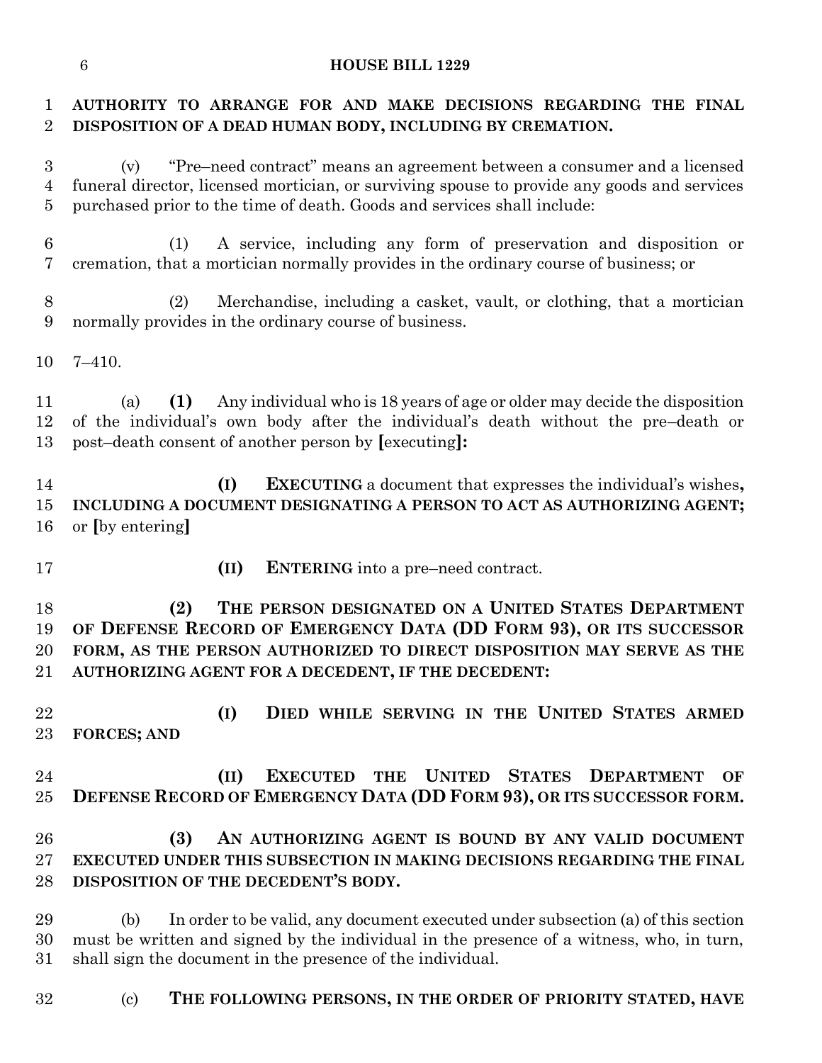**AUTHORITY TO ARRANGE FOR AND MAKE DECISIONS REGARDING THE FINAL DISPOSITION OF A DEAD HUMAN BODY, INCLUDING BY CREMATION.**

(v) "Pre–need contract" means an agreement between a consumer and a licensed funeral director, licensed mortician, or surviving spouse to provide any goods and services purchased prior to the time of death. Goods and services shall include:

(1) A service, including any form of preservation and disposition or cremation, that a mortician normally provides in the ordinary course of business; or

(2) Merchandise, including a casket, vault, or clothing, that a mortician normally provides in the ordinary course of business.

7–410.

(a) **(1)** Any individual who is 18 years of age or older may decide the disposition of the individual's own body after the individual's death without the pre–death or post–death consent of another person by **[**executing**]:**

**(I) EXECUTING** a document that expresses the individual's wishes**, INCLUDING A DOCUMENT DESIGNATING A PERSON TO ACT AS AUTHORIZING AGENT;** or **[**by entering**]**

**(II) ENTERING** into a pre–need contract.

**(2) THE PERSON DESIGNATED ON A UNITED STATES DEPARTMENT OF DEFENSE RECORD OF EMERGENCY DATA (DD FORM 93), OR ITS SUCCESSOR FORM, AS THE PERSON AUTHORIZED TO DIRECT DISPOSITION MAY SERVE AS THE AUTHORIZING AGENT FOR A DECEDENT, IF THE DECEDENT:**

**(I) DIED WHILE SERVING IN THE UNITED STATES ARMED FORCES; AND**

**(II) EXECUTED THE UNITED STATES DEPARTMENT OF DEFENSE RECORD OF EMERGENCY DATA (DD FORM 93), OR ITS SUCCESSOR FORM.**

**(3) AN AUTHORIZING AGENT IS BOUND BY ANY VALID DOCUMENT EXECUTED UNDER THIS SUBSECTION IN MAKING DECISIONS REGARDING THE FINAL DISPOSITION OF THE DECEDENT'S BODY.**

(b) In order to be valid, any document executed under subsection (a) of this section must be written and signed by the individual in the presence of a witness, who, in turn, shall sign the document in the presence of the individual.

(c) **THE FOLLOWING PERSONS, IN THE ORDER OF PRIORITY STATED, HAVE**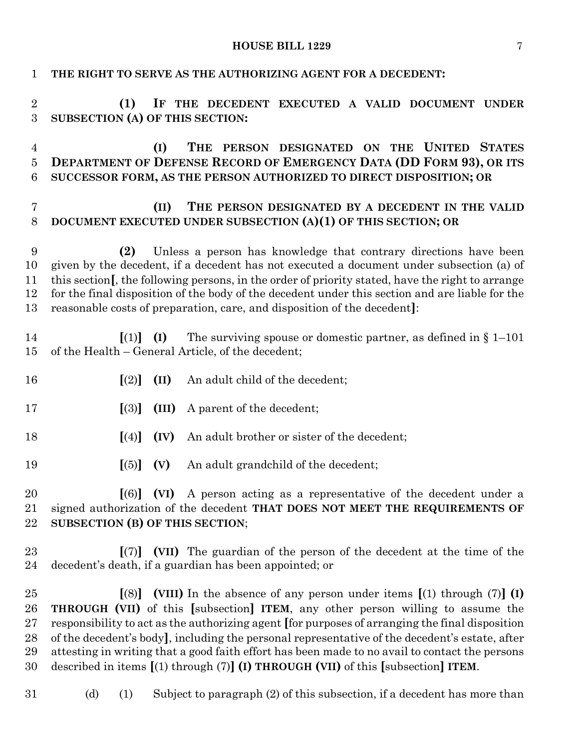**THE RIGHT TO SERVE AS THE AUTHORIZING AGENT FOR A DECEDENT:**

**(1) IF THE DECEDENT EXECUTED A VALID DOCUMENT UNDER SUBSECTION (A) OF THIS SECTION:**

**(I) THE PERSON DESIGNATED ON THE UNITED STATES DEPARTMENT OF DEFENSE RECORD OF EMERGENCY DATA (DD FORM 93), OR ITS SUCCESSOR FORM, AS THE PERSON AUTHORIZED TO DIRECT DISPOSITION; OR**

**(II) THE PERSON DESIGNATED BY A DECEDENT IN THE VALID DOCUMENT EXECUTED UNDER SUBSECTION (A)(1) OF THIS SECTION; OR**

**(2)** Unless a person has knowledge that contrary directions have been given by the decedent, if a decedent has not executed a document under subsection (a) of this section**[**, the following persons, in the order of priority stated, have the right to arrange for the final disposition of the body of the decedent under this section and are liable for the reasonable costs of preparation, care, and disposition of the decedent**]**:

**[**(1)**] (I)** The surviving spouse or domestic partner, as defined in § 1–101 of the Health – General Article, of the decedent;

**[**(2)**] (II)** An adult child of the decedent;

**[**(3)**] (III)** A parent of the decedent;

**[**(4)**] (IV)** An adult brother or sister of the decedent;

**[**(5)**] (V)** An adult grandchild of the decedent;

**[**(6)**] (VI)** A person acting as a representative of the decedent under a signed authorization of the decedent **THAT DOES NOT MEET THE REQUIREMENTS OF SUBSECTION (B) OF THIS SECTION**;

**[**(7)**] (VII)** The guardian of the person of the decedent at the time of the decedent's death, if a guardian has been appointed; or

**[**(8)**] (VIII)** In the absence of any person under items **[**(1) through (7)**] (I) THROUGH (VII)** of this **[**subsection**] ITEM**, any other person willing to assume the responsibility to act as the authorizing agent **[**for purposes of arranging the final disposition of the decedent's body**]**, including the personal representative of the decedent's estate, after attesting in writing that a good faith effort has been made to no avail to contact the persons described in items **[**(1) through (7)**] (I) THROUGH (VII)** of this **[**subsection**] ITEM**.

(d) (1) Subject to paragraph (2) of this subsection, if a decedent has more than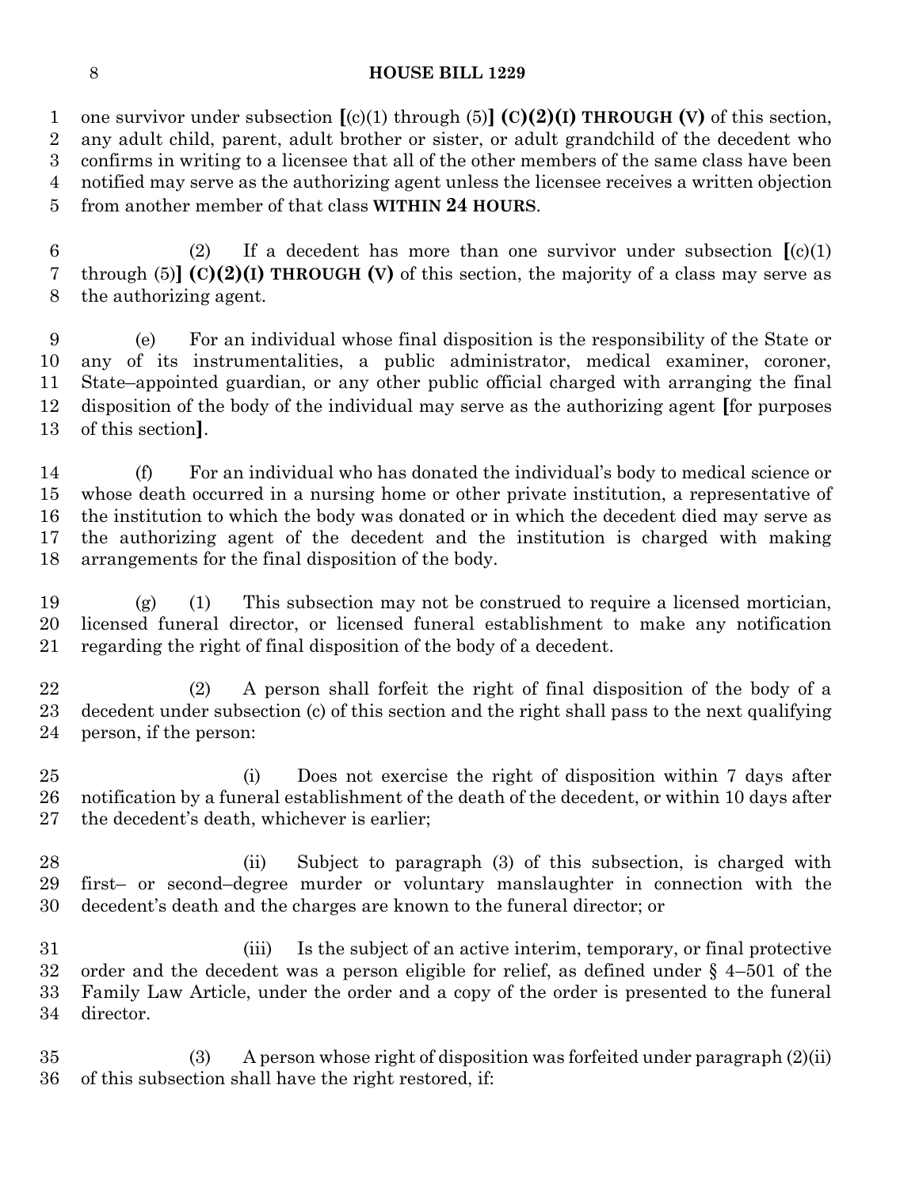one survivor under subsection [(c)(1) through (5)] **(C)(2)(I) THROUGH (V)** of this section, any adult child, parent, adult brother or sister, or adult grandchild of the decedent who confirms in writing to a licensee that all of the other members of the same class have been notified may serve as the authorizing agent unless the licensee receives a written objection from another member of that class **WITHIN 24 HOURS**.

(2) If a decedent has more than one survivor under subsection [(c)(1) through (5)] **(C)(2)(I) THROUGH (V)** of this section, the majority of a class may serve as the authorizing agent.

(e) For an individual whose final disposition is the responsibility of the State or any of its instrumentalities, a public administrator, medical examiner, coroner, State–appointed guardian, or any other public official charged with arranging the final disposition of the body of the individual may serve as the authorizing agent [for purposes of this section].

(f) For an individual who has donated the individual's body to medical science or whose death occurred in a nursing home or other private institution, a representative of the institution to which the body was donated or in which the decedent died may serve as the authorizing agent of the decedent and the institution is charged with making arrangements for the final disposition of the body.

(g) (1) This subsection may not be construed to require a licensed mortician, licensed funeral director, or licensed funeral establishment to make any notification regarding the right of final disposition of the body of a decedent.

(2) A person shall forfeit the right of final disposition of the body of a decedent under subsection (c) of this section and the right shall pass to the next qualifying person, if the person:

(i) Does not exercise the right of disposition within 7 days after notification by a funeral establishment of the death of the decedent, or within 10 days after the decedent's death, whichever is earlier;

(ii) Subject to paragraph (3) of this subsection, is charged with first– or second–degree murder or voluntary manslaughter in connection with the decedent's death and the charges are known to the funeral director; or

(iii) Is the subject of an active interim, temporary, or final protective order and the decedent was a person eligible for relief, as defined under § 4–501 of the Family Law Article, under the order and a copy of the order is presented to the funeral director.

(3) A person whose right of disposition was forfeited under paragraph (2)(ii) of this subsection shall have the right restored, if: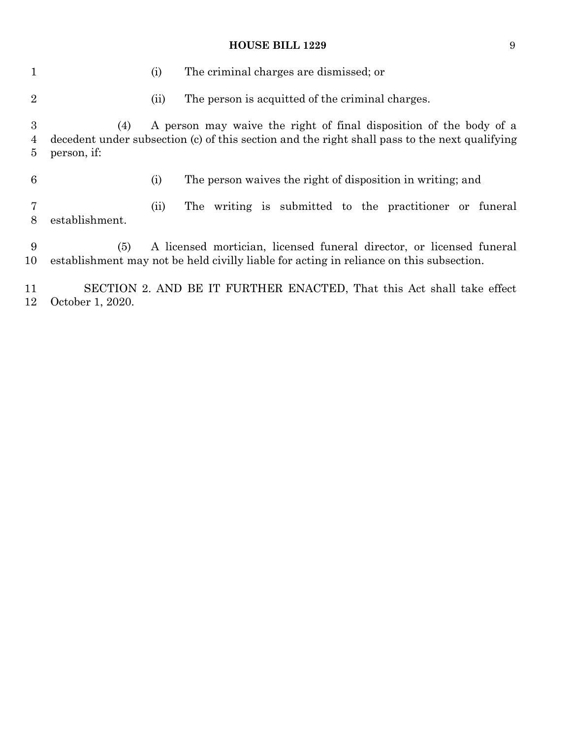(i) The criminal charges are dismissed; or

(ii) The person is acquitted of the criminal charges.

(4) A person may waive the right of final disposition of the body of a decedent under subsection (c) of this section and the right shall pass to the next qualifying person, if:

(i) The person waives the right of disposition in writing; and

(ii) The writing is submitted to the practitioner or funeral establishment.

(5) A licensed mortician, licensed funeral director, or licensed funeral establishment may not be held civilly liable for acting in reliance on this subsection.

SECTION 2. AND BE IT FURTHER ENACTED, That this Act shall take effect October 1, 2020.